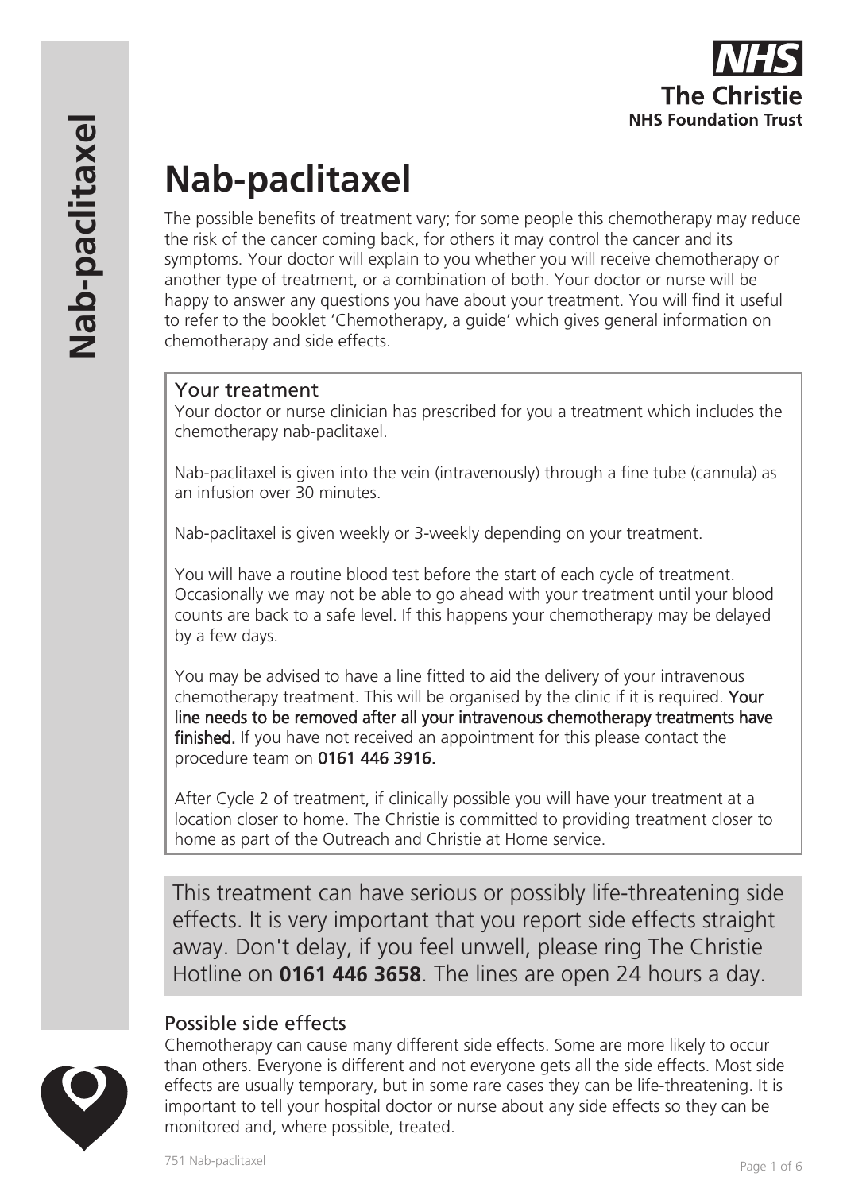# Nab-paclitaxel

The possible benefits of treatment vary; for some people this chemotherapy may reduce the risk of the cancer coming back, for others it may control the cancer and its symptoms. Your doctor will explain to you whether you will receive chemotherapy or another type of treatment, or a combination of both. Your doctor or nurse will be happy to answer any questions you have about your treatment. You will find it useful to refer to the booklet 'Chemotherapy, a guide' which gives general information on chemotherapy and side effects.

## Your treatment

Your doctor or nurse clinician has prescribed for you a treatment which includes the chemotherapy nab-paclitaxel.

Nab-paclitaxel is given into the vein (intravenously) through a fine tube (cannula) as an infusion over 30 minutes.

Nab-paclitaxel is given weekly or 3-weekly depending on your treatment.

You will have a routine blood test before the start of each cycle of treatment. Occasionally we may not be able to go ahead with your treatment until your blood counts are back to a safe level. If this happens your chemotherapy may be delayed by a few days.

You may be advised to have a line fitted to aid the delivery of your intravenous chemotherapy treatment. This will be organised by the clinic if it is required. Your line needs to be removed after all your intravenous chemotherapy treatments have finished. If you have not received an appointment for this please contact the procedure team on 0161 446 3916.

After Cycle 2 of treatment, if clinically possible you will have your treatment at a location closer to home. The Christie is committed to providing treatment closer to home as part of the Outreach and Christie at Home service.

This treatment can have serious or possibly life-threatening side effects. It is very important that you report side effects straight away. Don't delay, if you feel unwell, please ring The Christie Hotline on **0161 446 3658**. The lines are open 24 hours a day.

## Possible side effects

Chemotherapy can cause many different side effects. Some are more likely to occur than others. Everyone is different and not everyone gets all the side effects. Most side effects are usually temporary, but in some rare cases they can be life-threatening. It is important to tell your hospital doctor or nurse about any side effects so they can be monitored and, where possible, treated.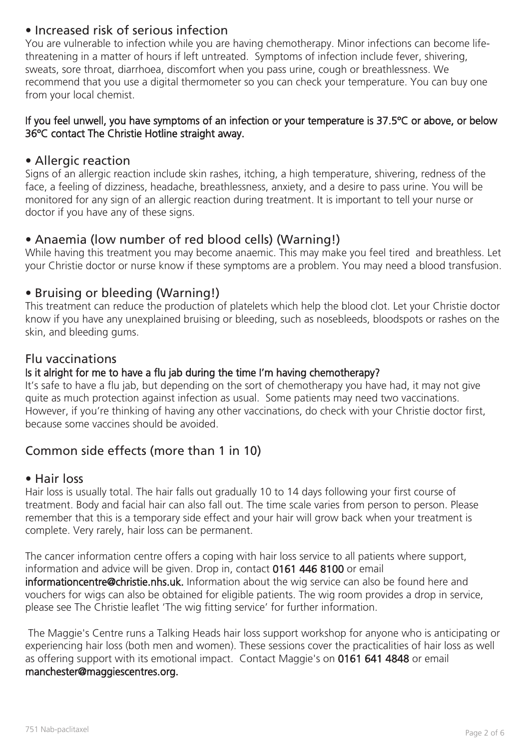## • Increased risk of serious infection

You are vulnerable to infection while you are having chemotherapy. Minor infections can become life-threatening in a matter of hours if left untreated. Symptoms of infection include fever, shivering, sweats, sore throat, diarrhoea, discomfort when you pass urine, cough or breathlessness. We recommend that you use a digital thermometer so you can check your temperature. You can buy one from your local chemist.

**If you feel unwell, you have symptoms of an infection or your temperature is 37.5ºC or above, or below 36ºC contact The Christie Hotline straight away.**

## • Allergic reaction

Signs of an allergic reaction include skin rashes, itching, a high temperature, shivering, redness of the face, a feeling of dizziness, headache, breathlessness, anxiety, and a desire to pass urine. You will be monitored for any sign of an allergic reaction during treatment. It is important to tell your nurse or doctor if you have any of these signs.

## • Anaemia (low number of red blood cells) (Warning!)

While having this treatment you may become anaemic. This may make you feel tired and breathless. Let your Christie doctor or nurse know if these symptoms are a problem. You may need a blood transfusion.

## • Bruising or bleeding (Warning!)

This treatment can reduce the production of platelets which help the blood clot. Let your Christie doctor know if you have any unexplained bruising or bleeding, such as nosebleeds, bloodspots or rashes on the skin, and bleeding gums.

## Flu vaccinations

**Is it alright for me to have a flu jab during the time I'm having chemotherapy?**

It's safe to have a flu jab, but depending on the sort of chemotherapy you have had, it may not give quite as much protection against infection as usual. Some patients may need two vaccinations. However, if you're thinking of having any other vaccinations, do check with your Christie doctor first, because some vaccines should be avoided.

## Common side effects (more than 1 in 10)

## • Hair loss

Hair loss is usually total. The hair falls out gradually 10 to 14 days following your first course of treatment. Body and facial hair can also fall out. The time scale varies from person to person. Please remember that this is a temporary side effect and your hair will grow back when your treatment is complete. Very rarely, hair loss can be permanent.

The cancer information centre offers a coping with hair loss service to all patients where support, information and advice will be given. Drop in, contact **0161 446 8100** or email **informationcentre@christie.nhs.uk.** Information about the wig service can also be found here and vouchers for wigs can also be obtained for eligible patients. The wig room provides a drop in service, please see The Christie leaflet 'The wig fitting service' for further information.

The Maggie's Centre runs a Talking Heads hair loss support workshop for anyone who is anticipating or experiencing hair loss (both men and women). These sessions cover the practicalities of hair loss as well as offering support with its emotional impact. Contact Maggie's on **0161 641 4848** or email **manchester@maggiescentres.org.**

751 Nab-paclitaxel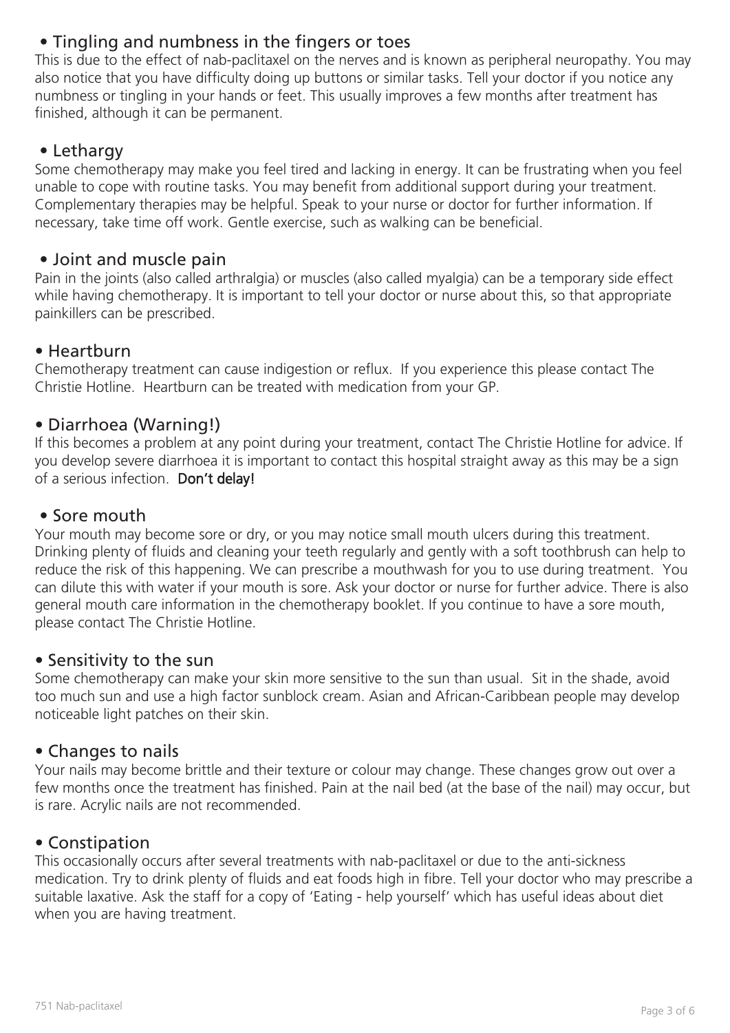### • Tingling and numbness in the fingers or toes

This is due to the effect of nab-paclitaxel on the nerves and is known as peripheral neuropathy. You may also notice that you have difficulty doing up buttons or similar tasks. Tell your doctor if you notice any numbness or tingling in your hands or feet. This usually improves a few months after treatment has finished, although it can be permanent.

### • Lethargy

Some chemotherapy may make you feel tired and lacking in energy. It can be frustrating when you feel unable to cope with routine tasks. You may benefit from additional support during your treatment. Complementary therapies may be helpful. Speak to your nurse or doctor for further information. If necessary, take time off work. Gentle exercise, such as walking can be beneficial.

### • Joint and muscle pain

Pain in the joints (also called arthralgia) or muscles (also called myalgia) can be a temporary side effect while having chemotherapy. It is important to tell your doctor or nurse about this, so that appropriate painkillers can be prescribed.

### • Heartburn

Chemotherapy treatment can cause indigestion or reflux. If you experience this please contact The Christie Hotline. Heartburn can be treated with medication from your GP.

### • Diarrhoea (Warning!)

If this becomes a problem at any point during your treatment, contact The Christie Hotline for advice. If you develop severe diarrhoea it is important to contact this hospital straight away as this may be a sign of a serious infection. **Don't delay!**

### • Sore mouth

Your mouth may become sore or dry, or you may notice small mouth ulcers during this treatment. Drinking plenty of fluids and cleaning your teeth regularly and gently with a soft toothbrush can help to reduce the risk of this happening. We can prescribe a mouthwash for you to use during treatment. You can dilute this with water if your mouth is sore. Ask your doctor or nurse for further advice. There is also general mouth care information in the chemotherapy booklet. If you continue to have a sore mouth, please contact The Christie Hotline.

### • Sensitivity to the sun

Some chemotherapy can make your skin more sensitive to the sun than usual. Sit in the shade, avoid too much sun and use a high factor sunblock cream. Asian and African-Caribbean people may develop noticeable light patches on their skin.

### • Changes to nails

Your nails may become brittle and their texture or colour may change. These changes grow out over a few months once the treatment has finished. Pain at the nail bed (at the base of the nail) may occur, but is rare. Acrylic nails are not recommended.

### • Constipation

This occasionally occurs after several treatments with nab-paclitaxel or due to the anti-sickness medication. Try to drink plenty of fluids and eat foods high in fibre. Tell your doctor who may prescribe a suitable laxative. Ask the staff for a copy of 'Eating - help yourself' which has useful ideas about diet when you are having treatment.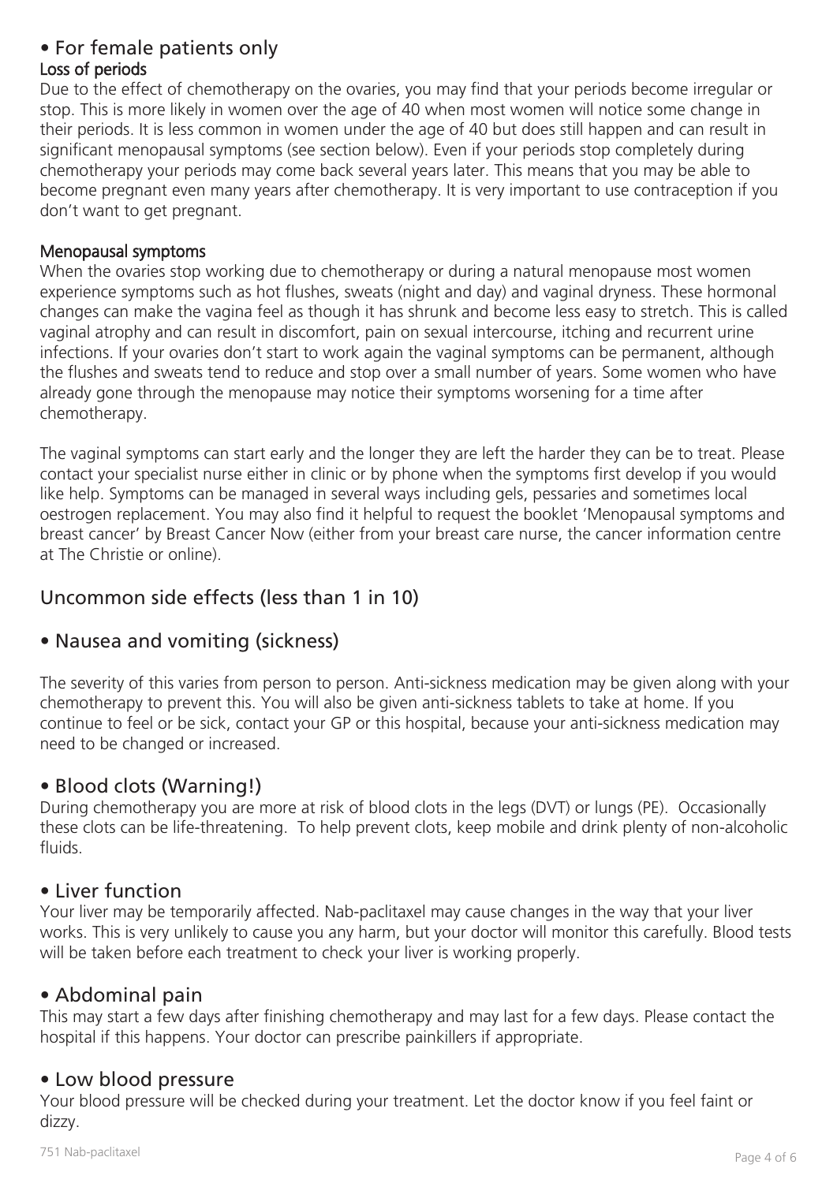## • For female patients only

### Loss of periods

Due to the effect of chemotherapy on the ovaries, you may find that your periods become irregular or stop. This is more likely in women over the age of 40 when most women will notice some change in their periods. It is less common in women under the age of 40 but does still happen and can result in significant menopausal symptoms (see section below). Even if your periods stop completely during chemotherapy your periods may come back several years later. This means that you may be able to become pregnant even many years after chemotherapy. It is very important to use contraception if you don't want to get pregnant.

### Menopausal symptoms

When the ovaries stop working due to chemotherapy or during a natural menopause most women experience symptoms such as hot flushes, sweats (night and day) and vaginal dryness. These hormonal changes can make the vagina feel as though it has shrunk and become less easy to stretch. This is called vaginal atrophy and can result in discomfort, pain on sexual intercourse, itching and recurrent urine infections. If your ovaries don't start to work again the vaginal symptoms can be permanent, although the flushes and sweats tend to reduce and stop over a small number of years. Some women who have already gone through the menopause may notice their symptoms worsening for a time after chemotherapy.

The vaginal symptoms can start early and the longer they are left the harder they can be to treat. Please contact your specialist nurse either in clinic or by phone when the symptoms first develop if you would like help. Symptoms can be managed in several ways including gels, pessaries and sometimes local oestrogen replacement. You may also find it helpful to request the booklet 'Menopausal symptoms and breast cancer' by Breast Cancer Now (either from your breast care nurse, the cancer information centre at The Christie or online).

## Uncommon side effects (less than 1 in 10)

## • Nausea and vomiting (sickness)

The severity of this varies from person to person. Anti-sickness medication may be given along with your chemotherapy to prevent this. You will also be given anti-sickness tablets to take at home. If you continue to feel or be sick, contact your GP or this hospital, because your anti-sickness medication may need to be changed or increased.

## • Blood clots (Warning!)

During chemotherapy you are more at risk of blood clots in the legs (DVT) or lungs (PE). Occasionally these clots can be life-threatening. To help prevent clots, keep mobile and drink plenty of non-alcoholic fluids.

## • Liver function

Your liver may be temporarily affected. Nab-paclitaxel may cause changes in the way that your liver works. This is very unlikely to cause you any harm, but your doctor will monitor this carefully. Blood tests will be taken before each treatment to check your liver is working properly.

## • Abdominal pain

This may start a few days after finishing chemotherapy and may last for a few days. Please contact the hospital if this happens. Your doctor can prescribe painkillers if appropriate.

## • Low blood pressure

Your blood pressure will be checked during your treatment. Let the doctor know if you feel faint or dizzy.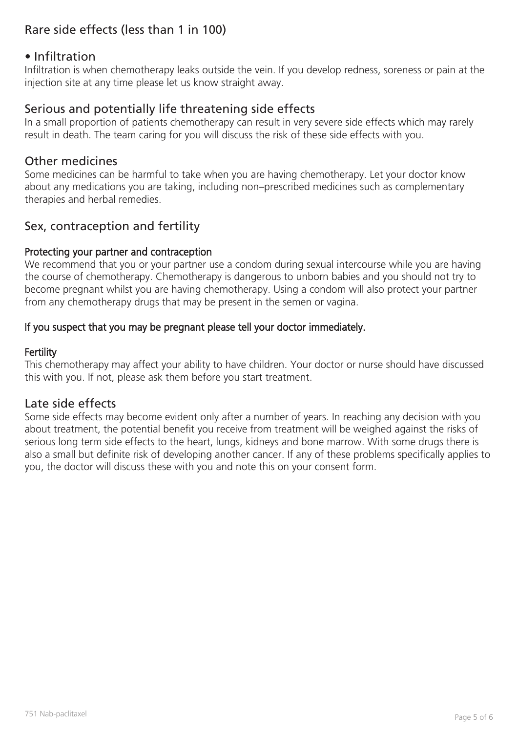## Rare side effects (less than 1 in 100)

### • Infiltration

Infiltration is when chemotherapy leaks outside the vein. If you develop redness, soreness or pain at the injection site at any time please let us know straight away.

## Serious and potentially life threatening side effects

In a small proportion of patients chemotherapy can result in very severe side effects which may rarely result in death. The team caring for you will discuss the risk of these side effects with you.

## Other medicines

Some medicines can be harmful to take when you are having chemotherapy. Let your doctor know about any medications you are taking, including non–prescribed medicines such as complementary therapies and herbal remedies.

## Sex, contraception and fertility

### Protecting your partner and contraception

We recommend that you or your partner use a condom during sexual intercourse while you are having the course of chemotherapy. Chemotherapy is dangerous to unborn babies and you should not try to become pregnant whilst you are having chemotherapy. Using a condom will also protect your partner from any chemotherapy drugs that may be present in the semen or vagina.

**If you suspect that you may be pregnant please tell your doctor immediately.**

### Fertility

This chemotherapy may affect your ability to have children. Your doctor or nurse should have discussed this with you. If not, please ask them before you start treatment.

## Late side effects

Some side effects may become evident only after a number of years. In reaching any decision with you about treatment, the potential benefit you receive from treatment will be weighed against the risks of serious long term side effects to the heart, lungs, kidneys and bone marrow. With some drugs there is also a small but definite risk of developing another cancer. If any of these problems specifically applies to you, the doctor will discuss these with you and note this on your consent form.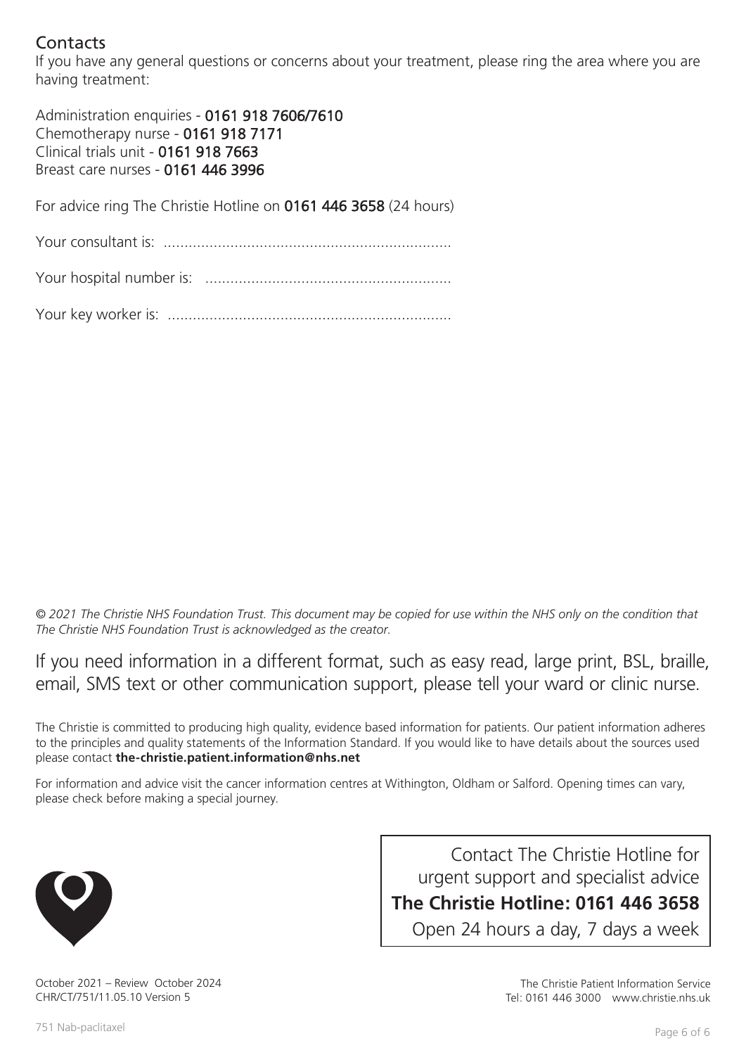## Contacts

If you have any general questions or concerns about your treatment, please ring the area where you are having treatment:

Administration enquiries - **0161 918 7606/7610**
Chemotherapy nurse - **0161 918 7171**
Clinical trials unit - **0161 918 7663**
Breast care nurses - **0161 446 3996**

For advice ring The Christie Hotline on **0161 446 3658** (24 hours)

Your consultant is: ....................................................................

Your hospital number is: ..........................................................

Your key worker is: ....................................................................

*© 2021 The Christie NHS Foundation Trust. This document may be copied for use within the NHS only on the condition that The Christie NHS Foundation Trust is acknowledged as the creator.*

If you need information in a different format, such as easy read, large print, BSL, braille, email, SMS text or other communication support, please tell your ward or clinic nurse.

The Christie is committed to producing high quality, evidence based information for patients. Our patient information adheres to the principles and quality statements of the Information Standard. If you would like to have details about the sources used please contact **the-christie.patient.information@nhs.net**

For information and advice visit the cancer information centres at Withington, Oldham or Salford. Opening times can vary, please check before making a special journey.

Contact The Christie Hotline for urgent support and specialist advice
**The Christie Hotline: 0161 446 3658**
Open 24 hours a day, 7 days a week

October 2021 – Review October 2024
CHR/CT/751/11.05.10 Version 5

The Christie Patient Information Service
Tel: 0161 446 3000 www.christie.nhs.uk

751 Nab-paclitaxel